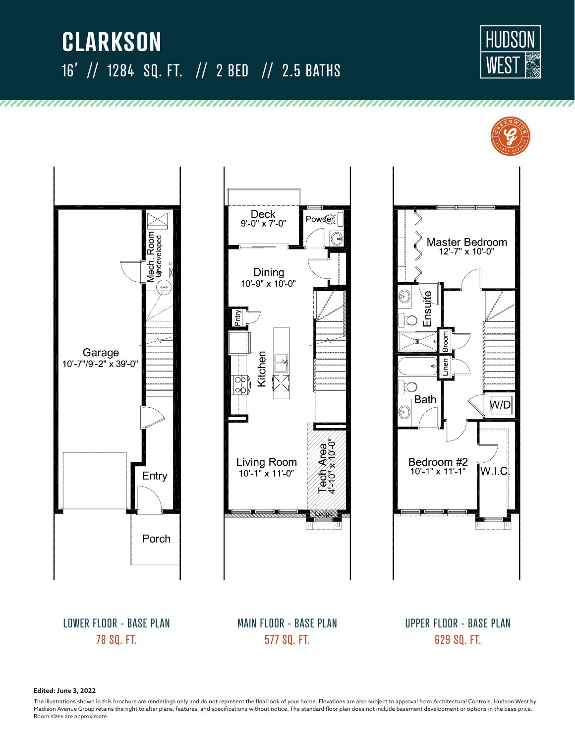# CLARKSON

16' // 1284 SQ. FT. // 2 BED // 2.5 BATHS

HUDSON WEST

GREENWICH

Mech. Room
Undeveloped

Garage
10'-7"/9'-2" x 39'-0"

Entry

Porch

Deck
9'-0" x 7'-0"

Powder

Dining
10'-9" x 10'-0"

Pntry

Kitchen

Living Room
10'-1" x 11'-0"

Tech Area
4'-10" x 10'-0"

Ledge

Master Bedroom
12'-7" x 10'-0"

Ensuite

Broom

Linen

Bath

W/D

Bedroom #2
10'-1" x 11'-1"

W.I.C.

LOWER FLOOR - BASE PLAN
78 SQ. FT.

MAIN FLOOR - BASE PLAN
577 SQ. FT.

UPPER FLOOR - BASE PLAN
629 SQ. FT.

**Edited: June 3, 2022**

The Illustrations shown in this brochure are renderings only and do not represent the final look of your home. Elevations are also subject to approval from Architectural Controls. Hudson West by Madison Avenue Group retains the right to alter plans, features, and specifications without notice. The standard floor plan does not include basement development or options in the base price. Room sizes are approximate.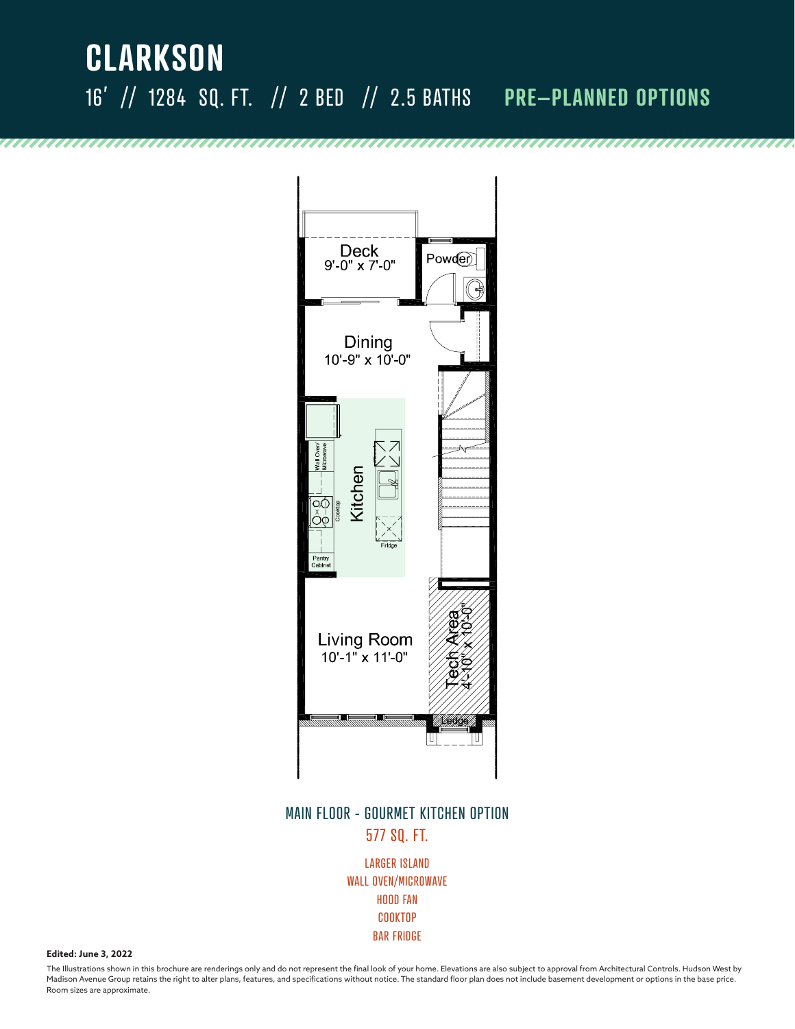# CLARKSON

16' // 1284 SQ. FT. // 2 BED // 2.5 BATHS **PRE–PLANNED OPTIONS**

Deck
9'-0" x 7'-0"

Powder

Dining
10'-9" x 10'-0"

Wall Oven/Microwave

Cooktop

Kitchen

Fridge

Pantry Cabinet

Living Room
10'-1" x 11'-0"

Tech Area
4'-10" x 10'-0"

Ledge

MAIN FLOOR - GOURMET KITCHEN OPTION

577 SQ. FT.

LARGER ISLAND
WALL OVEN/MICROWAVE
HOOD FAN
COOKTOP
BAR FRIDGE

**Edited: June 3, 2022**

The Illustrations shown in this brochure are renderings only and do not represent the final look of your home. Elevations are also subject to approval from Architectural Controls. Hudson West by Madison Avenue Group retains the right to alter plans, features, and specifications without notice. The standard floor plan does not include basement development or options in the base price. Room sizes are approximate.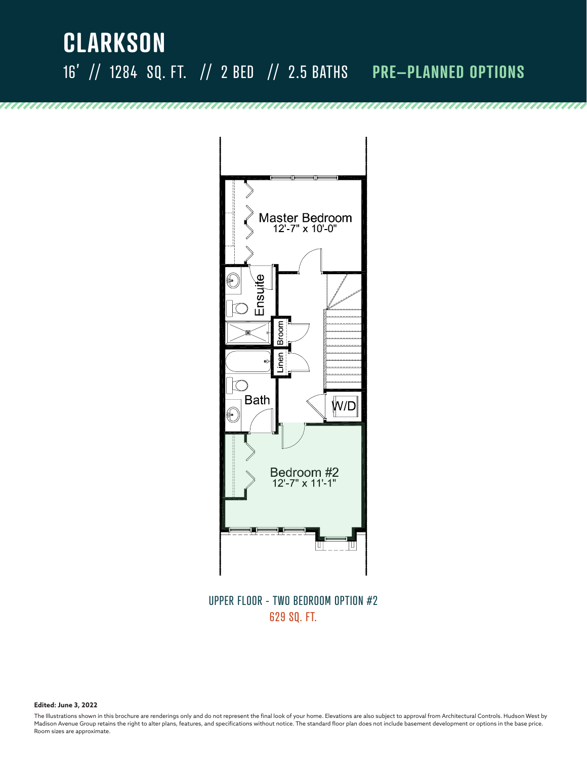# CLARKSON

16' // 1284 SQ. FT. // 2 BED // 2.5 BATHS **PRE–PLANNED OPTIONS**

Master Bedroom
12'-7" x 10'-0"

Ensuite

Broom

Linen

Bath

W/D

Bedroom #2
12'-7" x 11'-1"

UPPER FLOOR - TWO BEDROOM OPTION #2

629 SQ. FT.

**Edited: June 3, 2022**

The Illustrations shown in this brochure are renderings only and do not represent the final look of your home. Elevations are also subject to approval from Architectural Controls. Hudson West by Madison Avenue Group retains the right to alter plans, features, and specifications without notice. The standard floor plan does not include basement development or options in the base price. Room sizes are approximate.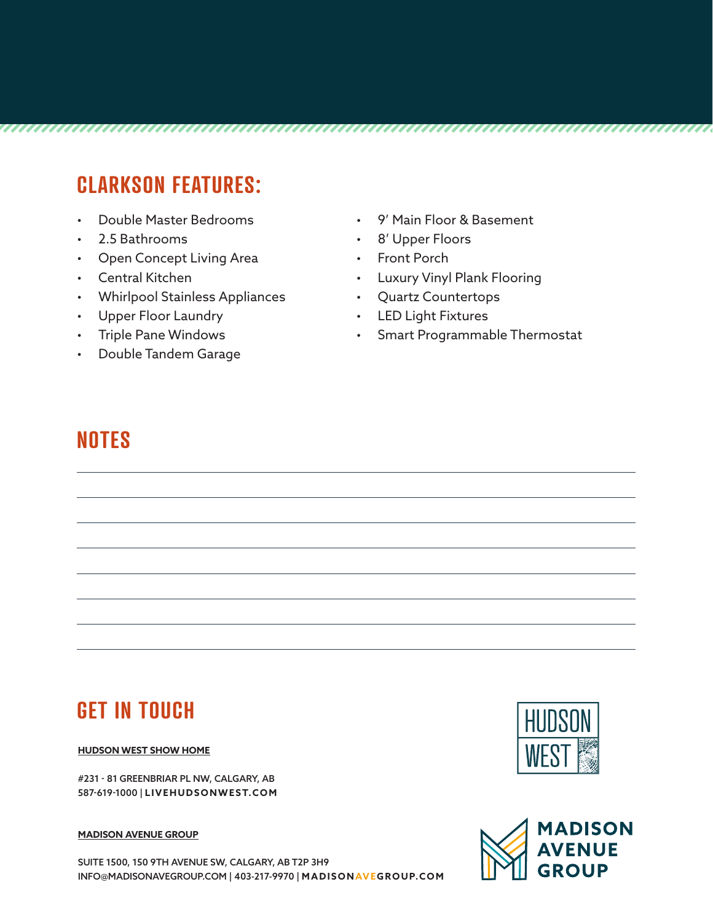## CLARKSON FEATURES:

- Double Master Bedrooms
- 2.5 Bathrooms
- Open Concept Living Area
- Central Kitchen
- Whirlpool Stainless Appliances
- Upper Floor Laundry
- Triple Pane Windows
- Double Tandem Garage
- 9′ Main Floor & Basement
- 8′ Upper Floors
- Front Porch
- Luxury Vinyl Plank Flooring
- Quartz Countertops
- LED Light Fixtures
- Smart Programmable Thermostat

## NOTES

## GET IN TOUCH

**HUDSON WEST SHOW HOME**

#231 - 81 GREENBRIAR PL NW, CALGARY, AB
587-619-1000 | **LIVEHUDSONWEST.COM**

**MADISON AVENUE GROUP**

SUITE 1500, 150 9TH AVENUE SW, CALGARY, AB T2P 3H9
INFO@MADISONAVEGROUP.COM | 403-217-9970 | **MADISONAVEGROUP.COM**

HUDSON WEST

MADISON AVENUE GROUP